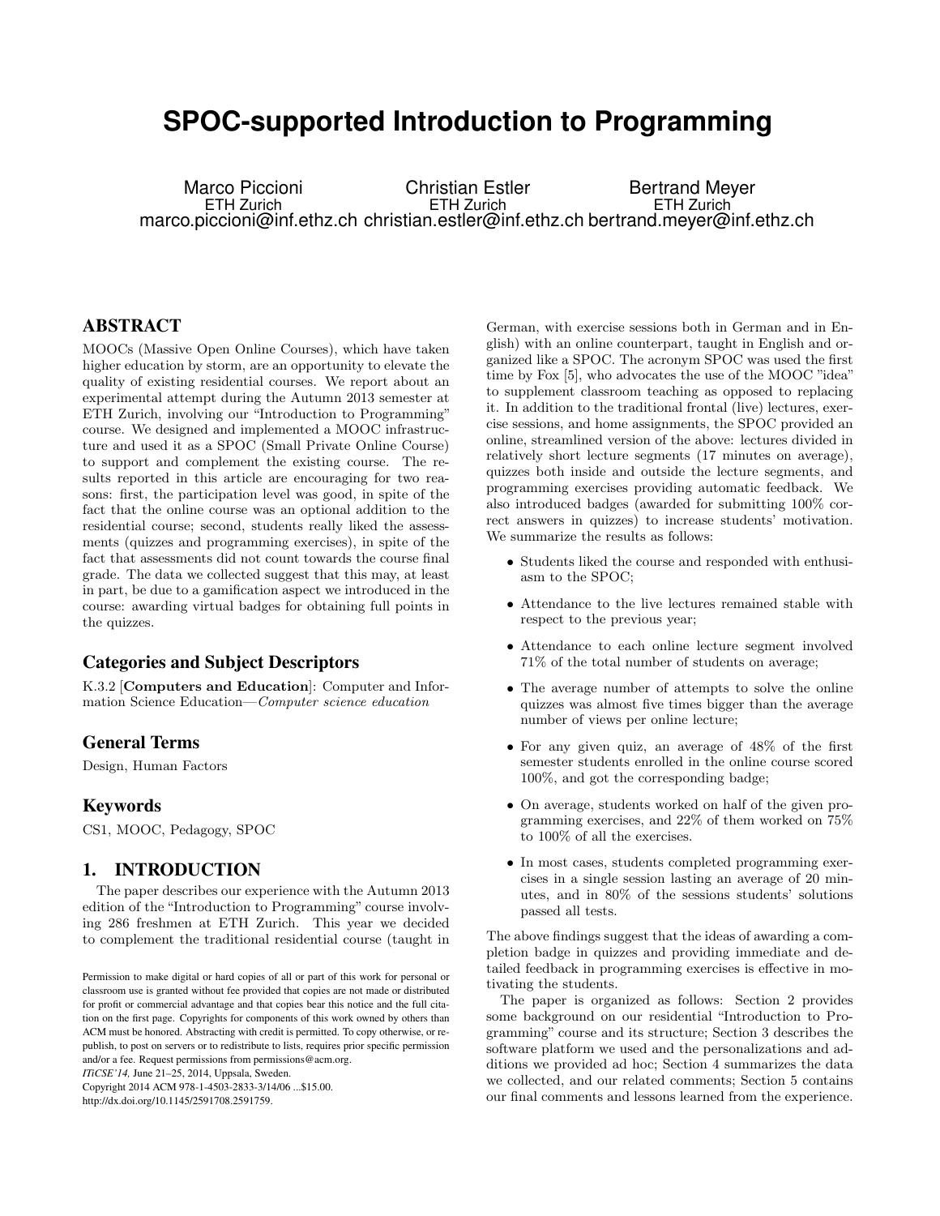# SPOC-supported Introduction to Programming

Marco Piccioni
ETH Zurich
marco.piccioni@inf.ethz.ch

Christian Estler
ETH Zurich
christian.estler@inf.ethz.ch

Bertrand Meyer
ETH Zurich
bertrand.meyer@inf.ethz.ch

## ABSTRACT

MOOCs (Massive Open Online Courses), which have taken higher education by storm, are an opportunity to elevate the quality of existing residential courses. We report about an experimental attempt during the Autumn 2013 semester at ETH Zurich, involving our "Introduction to Programming" course. We designed and implemented a MOOC infrastructure and used it as a SPOC (Small Private Online Course) to support and complement the existing course. The results reported in this article are encouraging for two reasons: first, the participation level was good, in spite of the fact that the online course was an optional addition to the residential course; second, students really liked the assessments (quizzes and programming exercises), in spite of the fact that assessments did not count towards the course final grade. The data we collected suggest that this may, at least in part, be due to a gamification aspect we introduced in the course: awarding virtual badges for obtaining full points in the quizzes.

## Categories and Subject Descriptors

K.3.2 [**Computers and Education**]: Computer and Information Science Education—*Computer science education*

## General Terms

Design, Human Factors

## Keywords

CS1, MOOC, Pedagogy, SPOC

## 1. INTRODUCTION

The paper describes our experience with the Autumn 2013 edition of the "Introduction to Programming" course involving 286 freshmen at ETH Zurich. This year we decided to complement the traditional residential course (taught in German, with exercise sessions both in German and in English) with an online counterpart, taught in English and organized like a SPOC. The acronym SPOC was used the first time by Fox [5], who advocates the use of the MOOC "idea" to supplement classroom teaching as opposed to replacing it. In addition to the traditional frontal (live) lectures, exercise sessions, and home assignments, the SPOC provided an online, streamlined version of the above: lectures divided in relatively short lecture segments (17 minutes on average), quizzes both inside and outside the lecture segments, and programming exercises providing automatic feedback. We also introduced badges (awarded for submitting 100% correct answers in quizzes) to increase students' motivation. We summarize the results as follows:

- Students liked the course and responded with enthusiasm to the SPOC;
- Attendance to the live lectures remained stable with respect to the previous year;
- Attendance to each online lecture segment involved 71% of the total number of students on average;
- The average number of attempts to solve the online quizzes was almost five times bigger than the average number of views per online lecture;
- For any given quiz, an average of 48% of the first semester students enrolled in the online course scored 100%, and got the corresponding badge;
- On average, students worked on half of the given programming exercises, and 22% of them worked on 75% to 100% of all the exercises.
- In most cases, students completed programming exercises in a single session lasting an average of 20 minutes, and in 80% of the sessions students' solutions passed all tests.

The above findings suggest that the ideas of awarding a completion badge in quizzes and providing immediate and detailed feedback in programming exercises is effective in motivating the students.

The paper is organized as follows: Section 2 provides some background on our residential "Introduction to Programming" course and its structure; Section 3 describes the software platform we used and the personalizations and additions we provided ad hoc; Section 4 summarizes the data we collected, and our related comments; Section 5 contains our final comments and lessons learned from the experience.

Permission to make digital or hard copies of all or part of this work for personal or classroom use is granted without fee provided that copies are not made or distributed for profit or commercial advantage and that copies bear this notice and the full citation on the first page. Copyrights for components of this work owned by others than ACM must be honored. Abstracting with credit is permitted. To copy otherwise, or republish, to post on servers or to redistribute to lists, requires prior specific permission and/or a fee. Request permissions from permissions@acm.org.
*ITiCSE'14,* June 21–25, 2014, Uppsala, Sweden.
Copyright 2014 ACM 978-1-4503-2833-3/14/06 ...$15.00.
http://dx.doi.org/10.1145/2591708.2591759.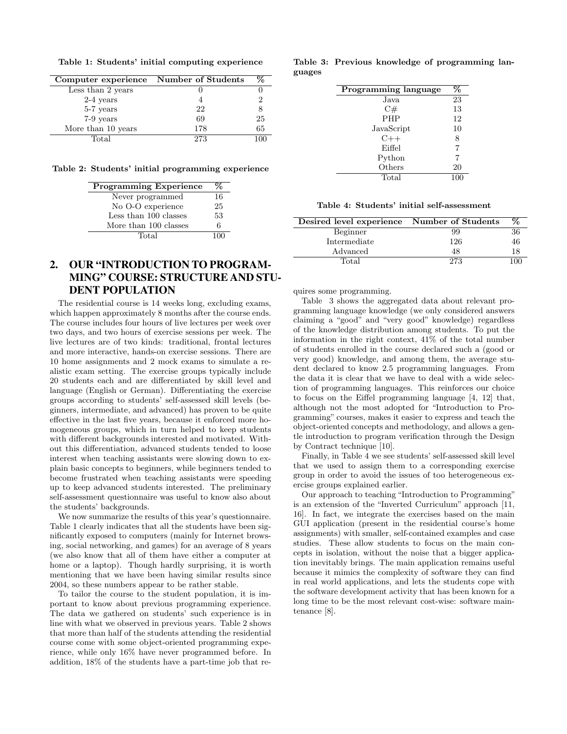**Table 1: Students' initial computing experience**

| Computer experience | Number of Students | % |
|---|---|---|
| Less than 2 years | 0 | 0 |
| 2-4 years | 4 | 2 |
| 5-7 years | 22 | 8 |
| 7-9 years | 69 | 25 |
| More than 10 years | 178 | 65 |
| Total | 273 | 100 |

**Table 2: Students' initial programming experience**

| Programming Experience | % |
|---|---|
| Never programmed | 16 |
| No O-O experience | 25 |
| Less than 100 classes | 53 |
| More than 100 classes | 6 |
| Total | 100 |

## 2. OUR "INTRODUCTION TO PROGRAMMING" COURSE: STRUCTURE AND STUDENT POPULATION

The residential course is 14 weeks long, excluding exams, which happen approximately 8 months after the course ends. The course includes four hours of live lectures per week over two days, and two hours of exercise sessions per week. The live lectures are of two kinds: traditional, frontal lectures and more interactive, hands-on exercise sessions. There are 10 home assignments and 2 mock exams to simulate a realistic exam setting. The exercise groups typically include 20 students each and are differentiated by skill level and language (English or German). Differentiating the exercise groups according to students' self-assessed skill levels (beginners, intermediate, and advanced) has proven to be quite effective in the last five years, because it enforced more homogeneous groups, which in turn helped to keep students with different backgrounds interested and motivated. Without this differentiation, advanced students tended to loose interest when teaching assistants were slowing down to explain basic concepts to beginners, while beginners tended to become frustrated when teaching assistants were speeding up to keep advanced students interested. The preliminary self-assessment questionnaire was useful to know also about the students' backgrounds.

We now summarize the results of this year's questionnaire. Table 1 clearly indicates that all the students have been significantly exposed to computers (mainly for Internet browsing, social networking, and games) for an average of 8 years (we also know that all of them have either a computer at home or a laptop). Though hardly surprising, it is worth mentioning that we have been having similar results since 2004, so these numbers appear to be rather stable.

To tailor the course to the student population, it is important to know about previous programming experience. The data we gathered on students' such experience is in line with what we observed in previous years. Table 2 shows that more than half of the students attending the residential course come with some object-oriented programming experience, while only 16% have never programmed before. In addition, 18% of the students have a part-time job that requires some programming.

**Table 3: Previous knowledge of programming languages**

| Programming language | % |
|---|---|
| Java | 23 |
| C# | 13 |
| PHP | 12 |
| JavaScript | 10 |
| C++ | 8 |
| Eiffel | 7 |
| Python | 7 |
| Others | 20 |
| Total | 100 |

**Table 4: Students' initial self-assessment**

| Desired level experience | Number of Students | % |
|---|---|---|
| Beginner | 99 | 36 |
| Intermediate | 126 | 46 |
| Advanced | 48 | 18 |
| Total | 273 | 100 |

Table 3 shows the aggregated data about relevant programming language knowledge (we only considered answers claiming a "good" and "very good" knowledge) regardless of the knowledge distribution among students. To put the information in the right context, 41% of the total number of students enrolled in the course declared such a (good or very good) knowledge, and among them, the average student declared to know 2.5 programming languages. From the data it is clear that we have to deal with a wide selection of programming languages. This reinforces our choice to focus on the Eiffel programming language [4, 12] that, although not the most adopted for "Introduction to Programming" courses, makes it easier to express and teach the object-oriented concepts and methodology, and allows a gentle introduction to program verification through the Design by Contract technique [10].

Finally, in Table 4 we see students' self-assessed skill level that we used to assign them to a corresponding exercise group in order to avoid the issues of too heterogeneous exercise groups explained earlier.

Our approach to teaching "Introduction to Programming" is an extension of the "Inverted Curriculum" approach [11, 16]. In fact, we integrate the exercises based on the main GUI application (present in the residential course's home assignments) with smaller, self-contained examples and case studies. These allow students to focus on the main concepts in isolation, without the noise that a bigger application inevitably brings. The main application remains useful because it mimics the complexity of software they can find in real world applications, and lets the students cope with the software development activity that has been known for a long time to be the most relevant cost-wise: software maintenance [8].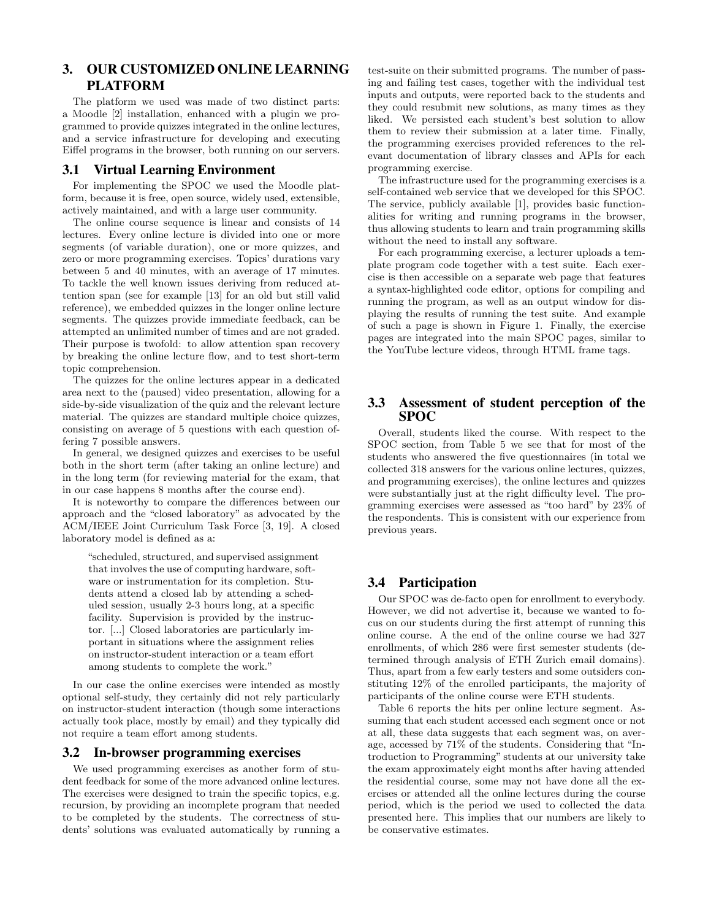## 3. OUR CUSTOMIZED ONLINE LEARNING PLATFORM

The platform we used was made of two distinct parts: a Moodle [2] installation, enhanced with a plugin we programmed to provide quizzes integrated in the online lectures, and a service infrastructure for developing and executing Eiffel programs in the browser, both running on our servers.

### 3.1 Virtual Learning Environment

For implementing the SPOC we used the Moodle platform, because it is free, open source, widely used, extensible, actively maintained, and with a large user community.

The online course sequence is linear and consists of 14 lectures. Every online lecture is divided into one or more segments (of variable duration), one or more quizzes, and zero or more programming exercises. Topics' durations vary between 5 and 40 minutes, with an average of 17 minutes. To tackle the well known issues deriving from reduced attention span (see for example [13] for an old but still valid reference), we embedded quizzes in the longer online lecture segments. The quizzes provide immediate feedback, can be attempted an unlimited number of times and are not graded. Their purpose is twofold: to allow attention span recovery by breaking the online lecture flow, and to test short-term topic comprehension.

The quizzes for the online lectures appear in a dedicated area next to the (paused) video presentation, allowing for a side-by-side visualization of the quiz and the relevant lecture material. The quizzes are standard multiple choice quizzes, consisting on average of 5 questions with each question offering 7 possible answers.

In general, we designed quizzes and exercises to be useful both in the short term (after taking an online lecture) and in the long term (for reviewing material for the exam, that in our case happens 8 months after the course end).

It is noteworthy to compare the differences between our approach and the "closed laboratory" as advocated by the ACM/IEEE Joint Curriculum Task Force [3, 19]. A closed laboratory model is defined as a:

> "scheduled, structured, and supervised assignment that involves the use of computing hardware, software or instrumentation for its completion. Students attend a closed lab by attending a scheduled session, usually 2-3 hours long, at a specific facility. Supervision is provided by the instructor. [...] Closed laboratories are particularly important in situations where the assignment relies on instructor-student interaction or a team effort among students to complete the work."

In our case the online exercises were intended as mostly optional self-study, they certainly did not rely particularly on instructor-student interaction (though some interactions actually took place, mostly by email) and they typically did not require a team effort among students.

### 3.2 In-browser programming exercises

We used programming exercises as another form of student feedback for some of the more advanced online lectures. The exercises were designed to train the specific topics, e.g. recursion, by providing an incomplete program that needed to be completed by the students. The correctness of students' solutions was evaluated automatically by running a test-suite on their submitted programs. The number of passing and failing test cases, together with the individual test inputs and outputs, were reported back to the students and they could resubmit new solutions, as many times as they liked. We persisted each student's best solution to allow them to review their submission at a later time. Finally, the programming exercises provided references to the relevant documentation of library classes and APIs for each programming exercise.

The infrastructure used for the programming exercises is a self-contained web service that we developed for this SPOC. The service, publicly available [1], provides basic functionalities for writing and running programs in the browser, thus allowing students to learn and train programming skills without the need to install any software.

For each programming exercise, a lecturer uploads a template program code together with a test suite. Each exercise is then accessible on a separate web page that features a syntax-highlighted code editor, options for compiling and running the program, as well as an output window for displaying the results of running the test suite. And example of such a page is shown in Figure 1. Finally, the exercise pages are integrated into the main SPOC pages, similar to the YouTube lecture videos, through HTML frame tags.

### 3.3 Assessment of student perception of the SPOC

Overall, students liked the course. With respect to the SPOC section, from Table 5 we see that for most of the students who answered the five questionnaires (in total we collected 318 answers for the various online lectures, quizzes, and programming exercises), the online lectures and quizzes were substantially just at the right difficulty level. The programming exercises were assessed as "too hard" by 23% of the respondents. This is consistent with our experience from previous years.

### 3.4 Participation

Our SPOC was de-facto open for enrollment to everybody. However, we did not advertise it, because we wanted to focus on our students during the first attempt of running this online course. A the end of the online course we had 327 enrollments, of which 286 were first semester students (determined through analysis of ETH Zurich email domains). Thus, apart from a few early testers and some outsiders constituting 12% of the enrolled participants, the majority of participants of the online course were ETH students.

Table 6 reports the hits per online lecture segment. Assuming that each student accessed each segment once or not at all, these data suggests that each segment was, on average, accessed by 71% of the students. Considering that "Introduction to Programming" students at our university take the exam approximately eight months after having attended the residential course, some may not have done all the exercises or attended all the online lectures during the course period, which is the period we used to collected the data presented here. This implies that our numbers are likely to be conservative estimates.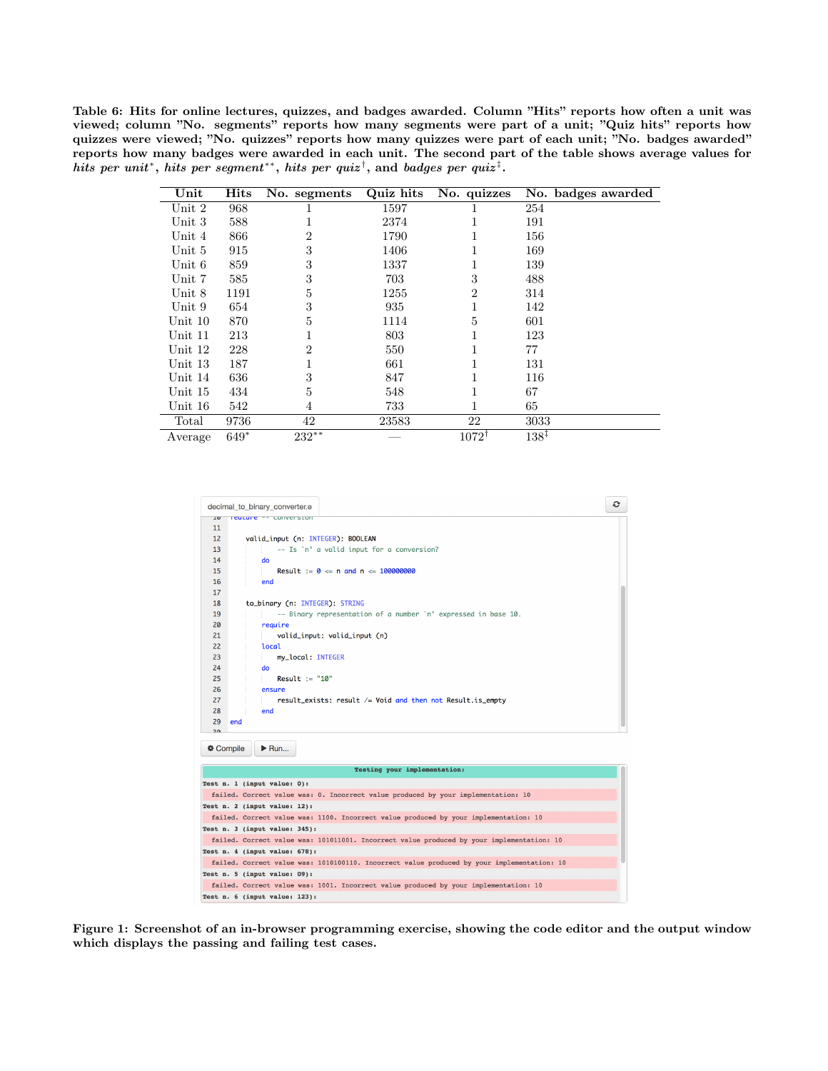Table 6: Hits for online lectures, quizzes, and badges awarded. Column "Hits" reports how often a unit was viewed; column "No. segments" reports how many segments were part of a unit; "Quiz hits" reports how quizzes were viewed; "No. quizzes" reports how many quizzes were part of each unit; "No. badges awarded" reports how many badges were awarded in each unit. The second part of the table shows average values for *hits per unit*\*, *hits per segment*\*\*, *hits per quiz*†, and *badges per quiz*‡.

| Unit | Hits | No. segments | Quiz hits | No. quizzes | No. badges awarded |
|---|---|---|---|---|---|
| Unit 2 | 968 | 1 | 1597 | 1 | 254 |
| Unit 3 | 588 | 1 | 2374 | 1 | 191 |
| Unit 4 | 866 | 2 | 1790 | 1 | 156 |
| Unit 5 | 915 | 3 | 1406 | 1 | 169 |
| Unit 6 | 859 | 3 | 1337 | 1 | 139 |
| Unit 7 | 585 | 3 | 703 | 3 | 488 |
| Unit 8 | 1191 | 5 | 1255 | 2 | 314 |
| Unit 9 | 654 | 3 | 935 | 1 | 142 |
| Unit 10 | 870 | 5 | 1114 | 5 | 601 |
| Unit 11 | 213 | 1 | 803 | 1 | 123 |
| Unit 12 | 228 | 2 | 550 | 1 | 77 |
| Unit 13 | 187 | 1 | 661 | 1 | 131 |
| Unit 14 | 636 | 3 | 847 | 1 | 116 |
| Unit 15 | 434 | 5 | 548 | 1 | 67 |
| Unit 16 | 542 | 4 | 733 | 1 | 65 |
| Total | 9736 | 42 | 23583 | 22 | 3033 |
| Average | 649\* | 232\*\* | — | 1072† | 138‡ |

```
decimal_to_binary_converter.e

11
12    valid_input (n: INTEGER): BOOLEAN
13        -- Is `n' a valid input for a conversion?
14      do
15        Result := 0 <= n and n <= 100000000
16      end
17
18    to_binary (n: INTEGER): STRING
19        -- Binary representation of a number `n' expressed in base 10.
20      require
21        valid_input: valid_input (n)
22      local
23        my_local: INTEGER
24      do
25        Result := "10"
26      ensure
27        result_exists: result /= Void and then not Result.is_empty
28      end
29  end
```

```
Testing your implementation:
Test n. 1 (input value: 0):
  failed. Correct value was: 0. Incorrect value produced by your implementation: 10
Test n. 2 (input value: 12):
  failed. Correct value was: 1100. Incorrect value produced by your implementation: 10
Test n. 3 (input value: 345):
  failed. Correct value was: 101011001. Incorrect value produced by your implementation: 10
Test n. 4 (input value: 678):
  failed. Correct value was: 1010100110. Incorrect value produced by your implementation: 10
Test n. 5 (input value: 09):
  failed. Correct value was: 1001. Incorrect value produced by your implementation: 10
Test n. 6 (input value: 123):
```

Figure 1: Screenshot of an in-browser programming exercise, showing the code editor and the output window which displays the passing and failing test cases.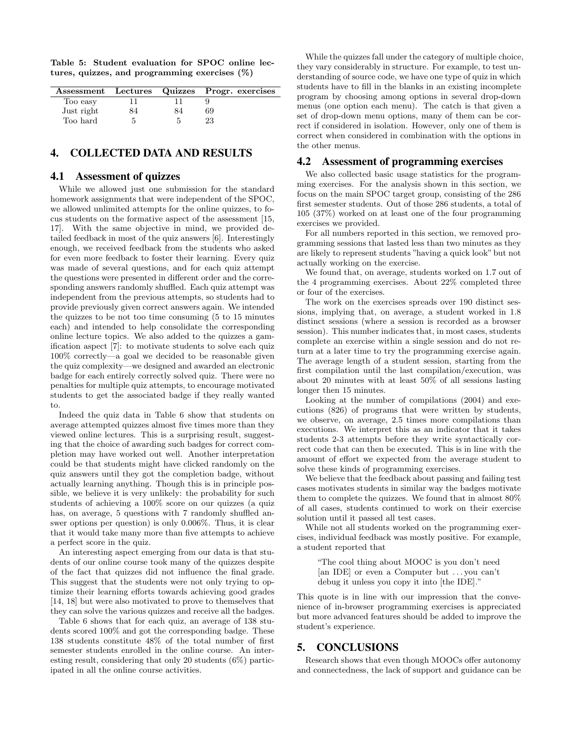**Table 5: Student evaluation for SPOC online lectures, quizzes, and programming exercises (%)**

| Assessment | Lectures | Quizzes | Progr. exercises |
|---|---|---|---|
| Too easy | 11 | 11 | 9 |
| Just right | 84 | 84 | 69 |
| Too hard | 5 | 5 | 23 |

## 4. COLLECTED DATA AND RESULTS

### 4.1 Assessment of quizzes

While we allowed just one submission for the standard homework assignments that were independent of the SPOC, we allowed unlimited attempts for the online quizzes, to focus students on the formative aspect of the assessment [15, 17]. With the same objective in mind, we provided detailed feedback in most of the quiz answers [6]. Interestingly enough, we received feedback from the students who asked for even more feedback to foster their learning. Every quiz was made of several questions, and for each quiz attempt the questions were presented in different order and the corresponding answers randomly shuffled. Each quiz attempt was independent from the previous attempts, so students had to provide previously given correct answers again. We intended the quizzes to be not too time consuming (5 to 15 minutes each) and intended to help consolidate the corresponding online lecture topics. We also added to the quizzes a gamification aspect [7]: to motivate students to solve each quiz 100% correctly—a goal we decided to be reasonable given the quiz complexity—we designed and awarded an electronic badge for each entirely correctly solved quiz. There were no penalties for multiple quiz attempts, to encourage motivated students to get the associated badge if they really wanted to.

Indeed the quiz data in Table 6 show that students on average attempted quizzes almost five times more than they viewed online lectures. This is a surprising result, suggesting that the choice of awarding such badges for correct completion may have worked out well. Another interpretation could be that students might have clicked randomly on the quiz answers until they got the completion badge, without actually learning anything. Though this is in principle possible, we believe it is very unlikely: the probability for such students of achieving a 100% score on our quizzes (a quiz has, on average, 5 questions with 7 randomly shuffled answer options per question) is only 0.006%. Thus, it is clear that it would take many more than five attempts to achieve a perfect score in the quiz.

An interesting aspect emerging from our data is that students of our online course took many of the quizzes despite of the fact that quizzes did not influence the final grade. This suggest that the students were not only trying to optimize their learning efforts towards achieving good grades [14, 18] but were also motivated to prove to themselves that they can solve the various quizzes and receive all the badges.

Table 6 shows that for each quiz, an average of 138 students scored 100% and got the corresponding badge. These 138 students constitute 48% of the total number of first semester students enrolled in the online course. An interesting result, considering that only 20 students (6%) participated in all the online course activities.

While the quizzes fall under the category of multiple choice, they vary considerably in structure. For example, to test understanding of source code, we have one type of quiz in which students have to fill in the blanks in an existing incomplete program by choosing among options in several drop-down menus (one option each menu). The catch is that given a set of drop-down menu options, many of them can be correct if considered in isolation. However, only one of them is correct when considered in combination with the options in the other menus.

### 4.2 Assessment of programming exercises

We also collected basic usage statistics for the programming exercises. For the analysis shown in this section, we focus on the main SPOC target group, consisting of the 286 first semester students. Out of those 286 students, a total of 105 (37%) worked on at least one of the four programming exercises we provided.

For all numbers reported in this section, we removed programming sessions that lasted less than two minutes as they are likely to represent students "having a quick look" but not actually working on the exercise.

We found that, on average, students worked on 1.7 out of the 4 programming exercises. About 22% completed three or four of the exercises.

The work on the exercises spreads over 190 distinct sessions, implying that, on average, a student worked in 1.8 distinct sessions (where a session is recorded as a browser session). This number indicates that, in most cases, students complete an exercise within a single session and do not return at a later time to try the programming exercise again. The average length of a student session, starting from the first compilation until the last compilation/execution, was about 20 minutes with at least 50% of all sessions lasting longer then 15 minutes.

Looking at the number of compilations (2004) and executions (826) of programs that were written by students, we observe, on average, 2.5 times more compilations than executions. We interpret this as an indicator that it takes students 2-3 attempts before they write syntactically correct code that can then be executed. This is in line with the amount of effort we expected from the average student to solve these kinds of programming exercises.

We believe that the feedback about passing and failing test cases motivates students in similar way the badges motivate them to complete the quizzes. We found that in almost 80% of all cases, students continued to work on their exercise solution until it passed all test cases.

While not all students worked on the programming exercises, individual feedback was mostly positive. For example, a student reported that

> "The cool thing about MOOC is you don't need [an IDE] or even a Computer but . . . you can't debug it unless you copy it into [the IDE]."

This quote is in line with our impression that the convenience of in-browser programming exercises is appreciated but more advanced features should be added to improve the student's experience.

## 5. CONCLUSIONS

Research shows that even though MOOCs offer autonomy and connectedness, the lack of support and guidance can be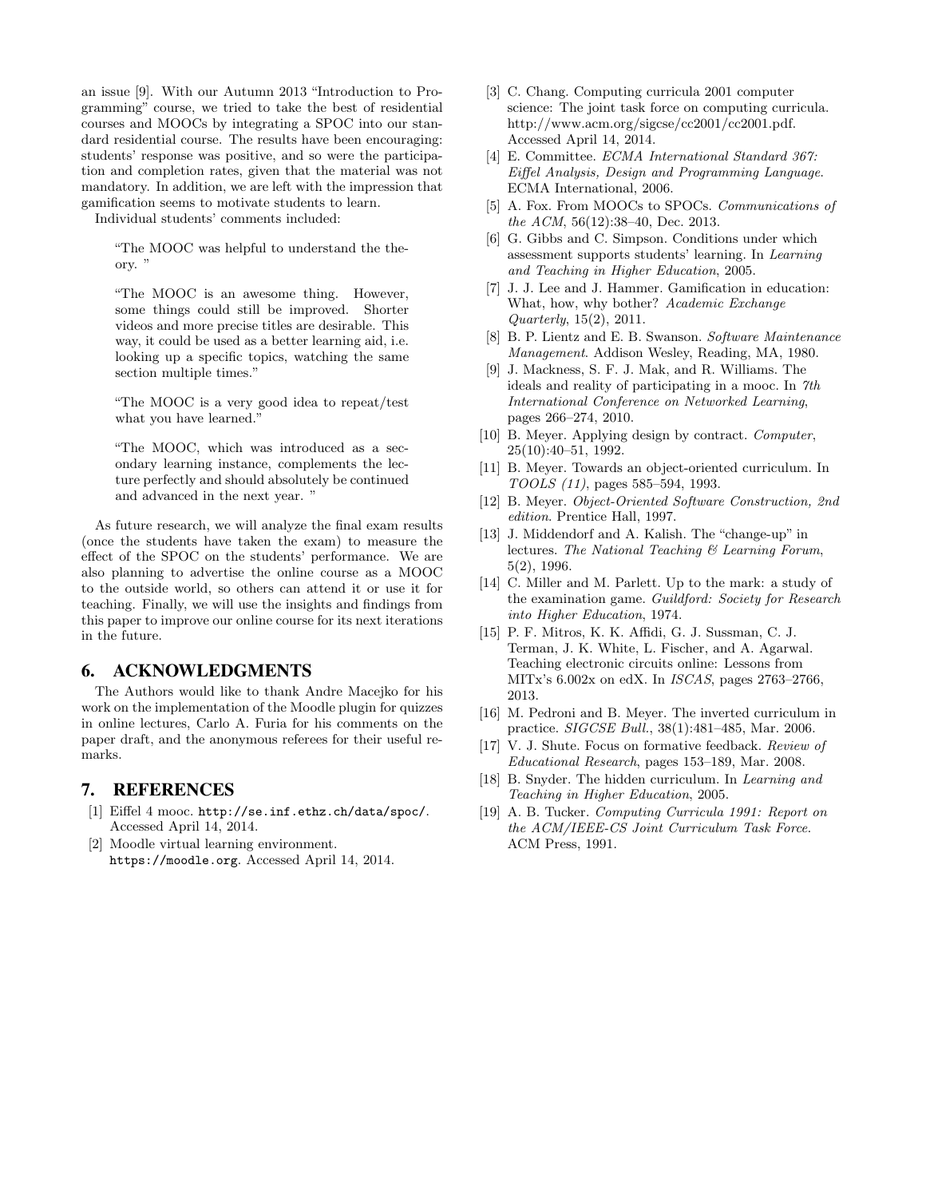an issue [9]. With our Autumn 2013 "Introduction to Programming" course, we tried to take the best of residential courses and MOOCs by integrating a SPOC into our standard residential course. The results have been encouraging: students' response was positive, and so were the participation and completion rates, given that the material was not mandatory. In addition, we are left with the impression that gamification seems to motivate students to learn.

Individual students' comments included:

> "The MOOC was helpful to understand the theory. "

> "The MOOC is an awesome thing. However, some things could still be improved. Shorter videos and more precise titles are desirable. This way, it could be used as a better learning aid, i.e. looking up a specific topics, watching the same section multiple times."

> "The MOOC is a very good idea to repeat/test what you have learned."

> "The MOOC, which was introduced as a secondary learning instance, complements the lecture perfectly and should absolutely be continued and advanced in the next year. "

As future research, we will analyze the final exam results (once the students have taken the exam) to measure the effect of the SPOC on the students' performance. We are also planning to advertise the online course as a MOOC to the outside world, so others can attend it or use it for teaching. Finally, we will use the insights and findings from this paper to improve our online course for its next iterations in the future.

## 6. ACKNOWLEDGMENTS

The Authors would like to thank Andre Macejko for his work on the implementation of the Moodle plugin for quizzes in online lectures, Carlo A. Furia for his comments on the paper draft, and the anonymous referees for their useful remarks.

## 7. REFERENCES

[1] Eiffel 4 mooc. `http://se.inf.ethz.ch/data/spoc/`. Accessed April 14, 2014.

[2] Moodle virtual learning environment. `https://moodle.org`. Accessed April 14, 2014.

[3] C. Chang. Computing curricula 2001 computer science: The joint task force on computing curricula. http://www.acm.org/sigcse/cc2001/cc2001.pdf. Accessed April 14, 2014.

[4] E. Committee. *ECMA International Standard 367: Eiffel Analysis, Design and Programming Language*. ECMA International, 2006.

[5] A. Fox. From MOOCs to SPOCs. *Communications of the ACM*, 56(12):38–40, Dec. 2013.

[6] G. Gibbs and C. Simpson. Conditions under which assessment supports students' learning. In *Learning and Teaching in Higher Education*, 2005.

[7] J. J. Lee and J. Hammer. Gamification in education: What, how, why bother? *Academic Exchange Quarterly*, 15(2), 2011.

[8] B. P. Lientz and E. B. Swanson. *Software Maintenance Management*. Addison Wesley, Reading, MA, 1980.

[9] J. Mackness, S. F. J. Mak, and R. Williams. The ideals and reality of participating in a mooc. In *7th International Conference on Networked Learning*, pages 266–274, 2010.

[10] B. Meyer. Applying design by contract. *Computer*, 25(10):40–51, 1992.

[11] B. Meyer. Towards an object-oriented curriculum. In *TOOLS (11)*, pages 585–594, 1993.

[12] B. Meyer. *Object-Oriented Software Construction, 2nd edition*. Prentice Hall, 1997.

[13] J. Middendorf and A. Kalish. The "change-up" in lectures. *The National Teaching & Learning Forum*, 5(2), 1996.

[14] C. Miller and M. Parlett. Up to the mark: a study of the examination game. *Guildford: Society for Research into Higher Education*, 1974.

[15] P. F. Mitros, K. K. Affidi, G. J. Sussman, C. J. Terman, J. K. White, L. Fischer, and A. Agarwal. Teaching electronic circuits online: Lessons from MITx's 6.002x on edX. In *ISCAS*, pages 2763–2766, 2013.

[16] M. Pedroni and B. Meyer. The inverted curriculum in practice. *SIGCSE Bull.*, 38(1):481–485, Mar. 2006.

[17] V. J. Shute. Focus on formative feedback. *Review of Educational Research*, pages 153–189, Mar. 2008.

[18] B. Snyder. The hidden curriculum. In *Learning and Teaching in Higher Education*, 2005.

[19] A. B. Tucker. *Computing Curricula 1991: Report on the ACM/IEEE-CS Joint Curriculum Task Force*. ACM Press, 1991.